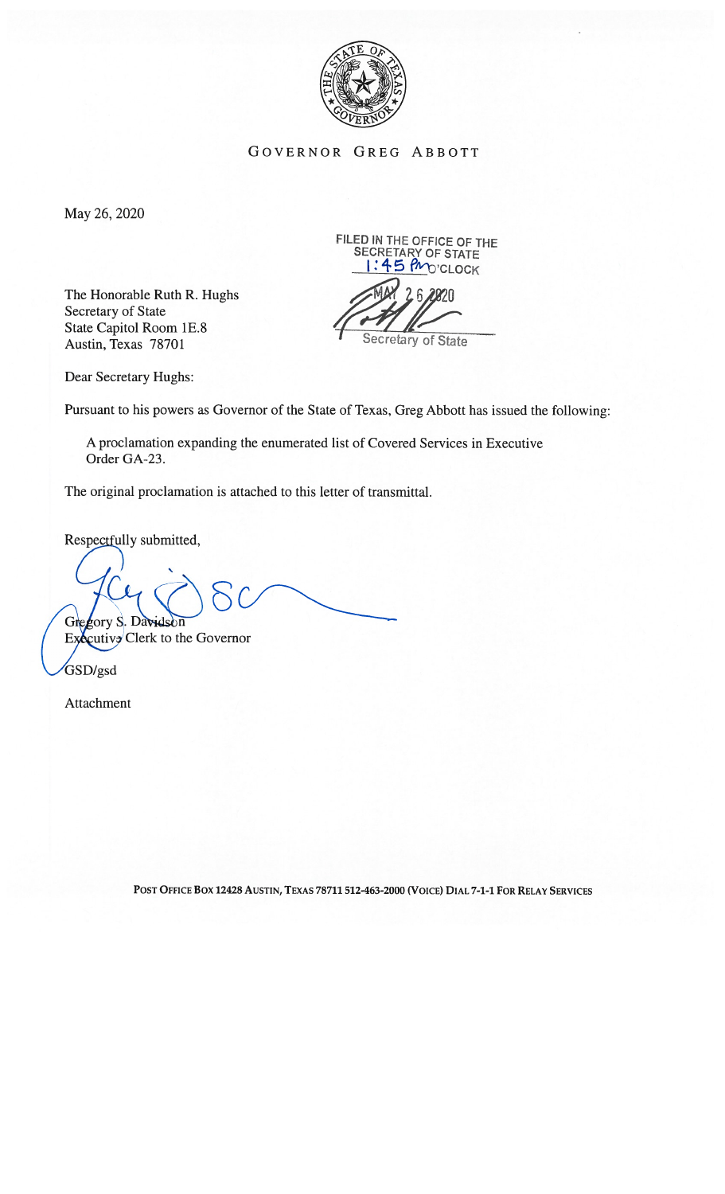GOVERNOR GREG ABBOTT

May 26, 2020

FILED IN THE OFFICE OF THE SECRETARY OF STATE
1:45 PM O'CLOCK
MAY 26 2020
Secretary of State

The Honorable Ruth R. Hughs
Secretary of State
State Capitol Room 1E.8
Austin, Texas 78701

Dear Secretary Hughs:

Pursuant to his powers as Governor of the State of Texas, Greg Abbott has issued the following:

> A proclamation expanding the enumerated list of Covered Services in Executive Order GA-23.

The original proclamation is attached to this letter of transmittal.

Respectfully submitted,

Gregory S. Davidson
Executive Clerk to the Governor

GSD/gsd

Attachment

POST OFFICE BOX 12428 AUSTIN, TEXAS 78711 512-463-2000 (VOICE) DIAL 7-1-1 FOR RELAY SERVICES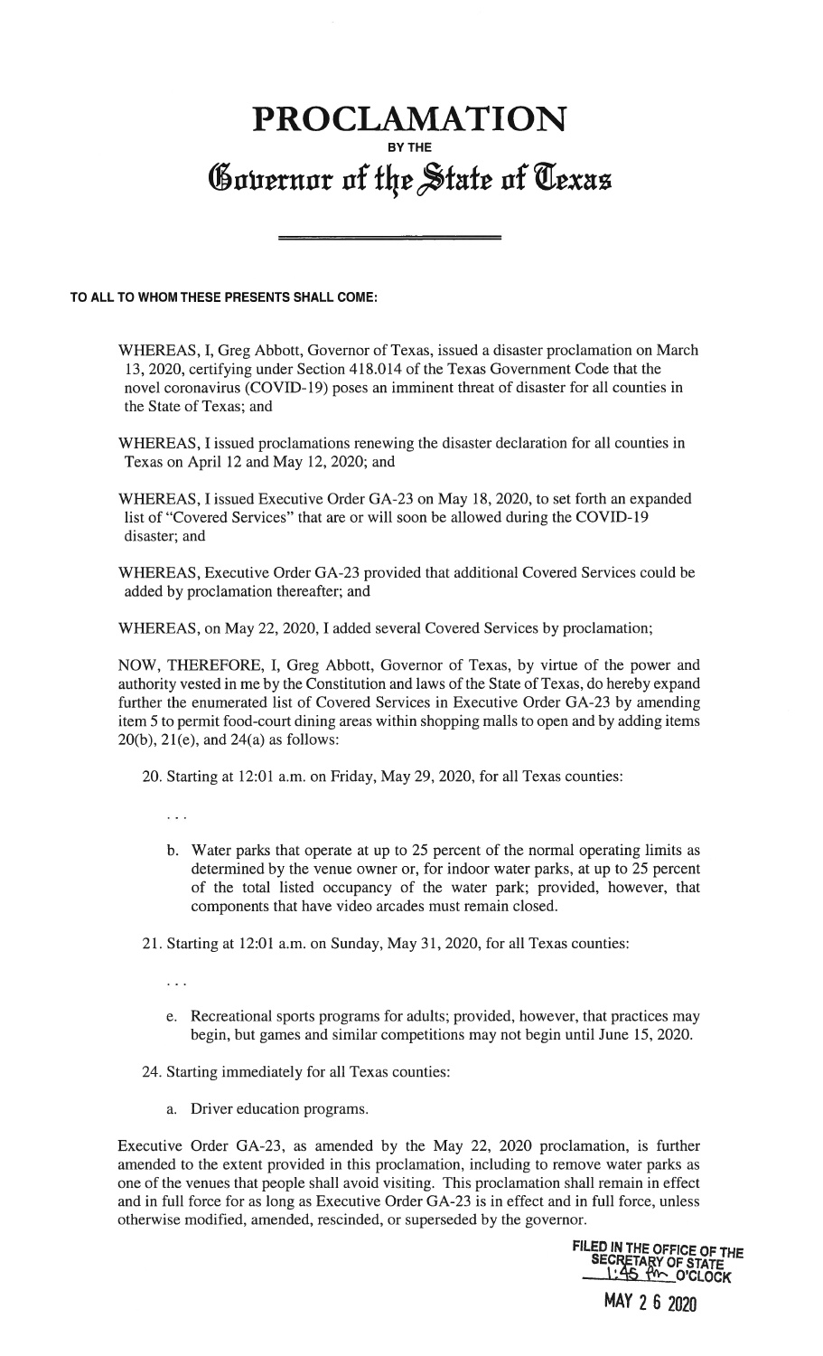# PROCLAMATION

BY THE

## Governor of the State of Texas

**TO ALL TO WHOM THESE PRESENTS SHALL COME:**

WHEREAS, I, Greg Abbott, Governor of Texas, issued a disaster proclamation on March 13, 2020, certifying under Section 418.014 of the Texas Government Code that the novel coronavirus (COVID-19) poses an imminent threat of disaster for all counties in the State of Texas; and

WHEREAS, I issued proclamations renewing the disaster declaration for all counties in Texas on April 12 and May 12, 2020; and

WHEREAS, I issued Executive Order GA-23 on May 18, 2020, to set forth an expanded list of "Covered Services" that are or will soon be allowed during the COVID-19 disaster; and

WHEREAS, Executive Order GA-23 provided that additional Covered Services could be added by proclamation thereafter; and

WHEREAS, on May 22, 2020, I added several Covered Services by proclamation;

NOW, THEREFORE, I, Greg Abbott, Governor of Texas, by virtue of the power and authority vested in me by the Constitution and laws of the State of Texas, do hereby expand further the enumerated list of Covered Services in Executive Order GA-23 by amending item 5 to permit food-court dining areas within shopping malls to open and by adding items 20(b), 21(e), and 24(a) as follows:

20. Starting at 12:01 a.m. on Friday, May 29, 2020, for all Texas counties:

    ...

    b. Water parks that operate at up to 25 percent of the normal operating limits as determined by the venue owner or, for indoor water parks, at up to 25 percent of the total listed occupancy of the water park; provided, however, that components that have video arcades must remain closed.

21. Starting at 12:01 a.m. on Sunday, May 31, 2020, for all Texas counties:

    ...

    e. Recreational sports programs for adults; provided, however, that practices may begin, but games and similar competitions may not begin until June 15, 2020.

24. Starting immediately for all Texas counties:

    a. Driver education programs.

Executive Order GA-23, as amended by the May 22, 2020 proclamation, is further amended to the extent provided in this proclamation, including to remove water parks as one of the venues that people shall avoid visiting. This proclamation shall remain in effect and in full force for as long as Executive Order GA-23 is in effect and in full force, unless otherwise modified, amended, rescinded, or superseded by the governor.

FILED IN THE OFFICE OF THE SECRETARY OF STATE
1:45 PM O'CLOCK

MAY 26 2020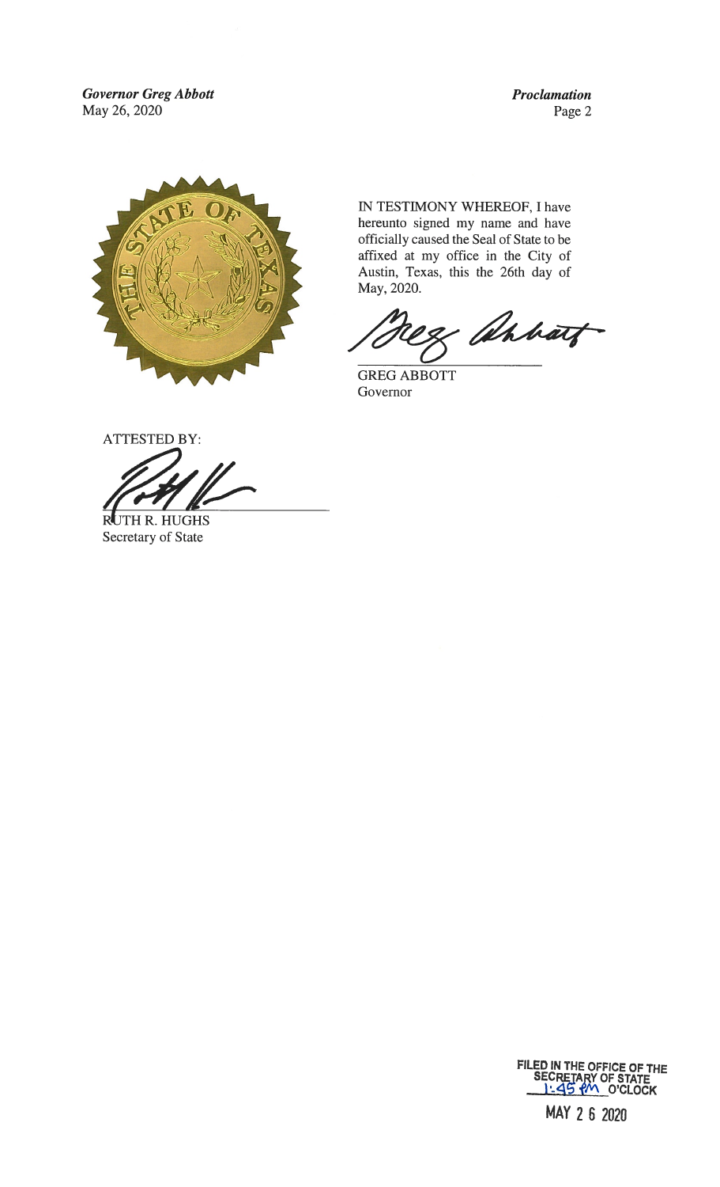IN TESTIMONY WHEREOF, I have hereunto signed my name and have officially caused the Seal of State to be affixed at my office in the City of Austin, Texas, this the 26th day of May, 2020.

GREG ABBOTT
Governor

ATTESTED BY:

RUTH R. HUGHS
Secretary of State

FILED IN THE OFFICE OF THE SECRETARY OF STATE
1:45 PM O'CLOCK

MAY 26 2020